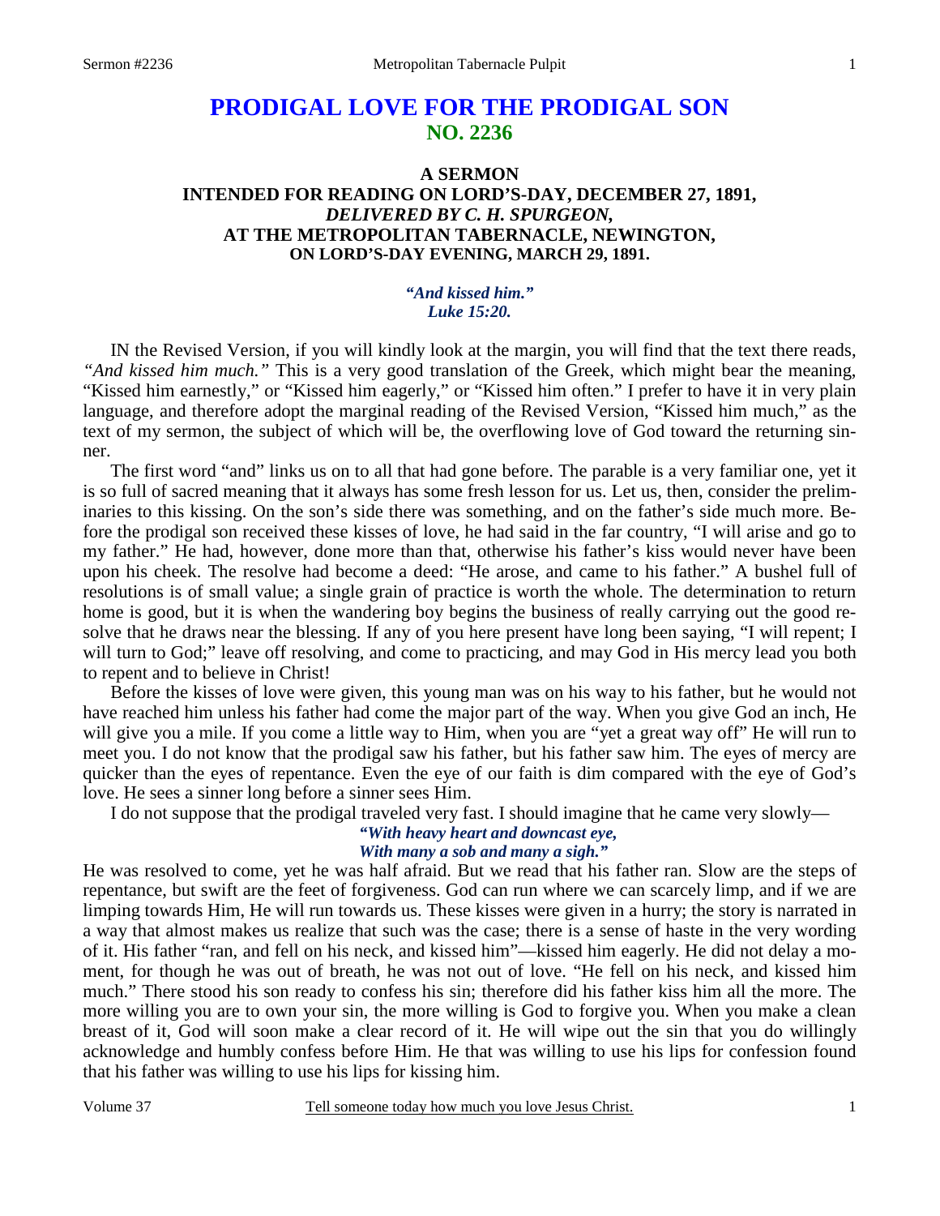# PRODIGAL LOVE FOR THE PRODIGAL SON
## NO. 2236

### A SERMON
### INTENDED FOR READING ON LORD'S-DAY, DECEMBER 27, 1891,
### *DELIVERED BY C. H. SPURGEON,*
### AT THE METROPOLITAN TABERNACLE, NEWINGTON,
### ON LORD'S-DAY EVENING, MARCH 29, 1891.

***"And kissed him."***
***Luke 15:20.***

IN the Revised Version, if you will kindly look at the margin, you will find that the text there reads, *"And kissed him much."* This is a very good translation of the Greek, which might bear the meaning, "Kissed him earnestly," or "Kissed him eagerly," or "Kissed him often." I prefer to have it in very plain language, and therefore adopt the marginal reading of the Revised Version, "Kissed him much," as the text of my sermon, the subject of which will be, the overflowing love of God toward the returning sinner.

The first word "and" links us on to all that had gone before. The parable is a very familiar one, yet it is so full of sacred meaning that it always has some fresh lesson for us. Let us, then, consider the preliminaries to this kissing. On the son's side there was something, and on the father's side much more. Before the prodigal son received these kisses of love, he had said in the far country, "I will arise and go to my father." He had, however, done more than that, otherwise his father's kiss would never have been upon his cheek. The resolve had become a deed: "He arose, and came to his father." A bushel full of resolutions is of small value; a single grain of practice is worth the whole. The determination to return home is good, but it is when the wandering boy begins the business of really carrying out the good resolve that he draws near the blessing. If any of you here present have long been saying, "I will repent; I will turn to God;" leave off resolving, and come to practicing, and may God in His mercy lead you both to repent and to believe in Christ!

Before the kisses of love were given, this young man was on his way to his father, but he would not have reached him unless his father had come the major part of the way. When you give God an inch, He will give you a mile. If you come a little way to Him, when you are "yet a great way off" He will run to meet you. I do not know that the prodigal saw his father, but his father saw him. The eyes of mercy are quicker than the eyes of repentance. Even the eye of our faith is dim compared with the eye of God's love. He sees a sinner long before a sinner sees Him.

I do not suppose that the prodigal traveled very fast. I should imagine that he came very slowly—

***"With heavy heart and downcast eye,***
***With many a sob and many a sigh."***

He was resolved to come, yet he was half afraid. But we read that his father ran. Slow are the steps of repentance, but swift are the feet of forgiveness. God can run where we can scarcely limp, and if we are limping towards Him, He will run towards us. These kisses were given in a hurry; the story is narrated in a way that almost makes us realize that such was the case; there is a sense of haste in the very wording of it. His father "ran, and fell on his neck, and kissed him"—kissed him eagerly. He did not delay a moment, for though he was out of breath, he was not out of love. "He fell on his neck, and kissed him much." There stood his son ready to confess his sin; therefore did his father kiss him all the more. The more willing you are to own your sin, the more willing is God to forgive you. When you make a clean breast of it, God will soon make a clear record of it. He will wipe out the sin that you do willingly acknowledge and humbly confess before Him. He that was willing to use his lips for confession found that his father was willing to use his lips for kissing him.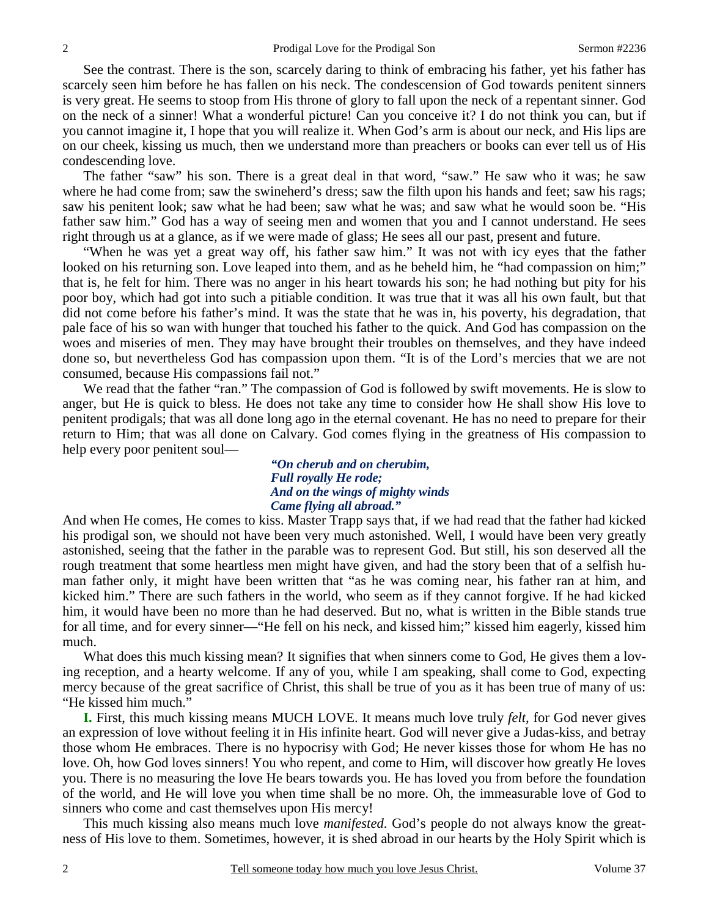See the contrast. There is the son, scarcely daring to think of embracing his father, yet his father has scarcely seen him before he has fallen on his neck. The condescension of God towards penitent sinners is very great. He seems to stoop from His throne of glory to fall upon the neck of a repentant sinner. God on the neck of a sinner! What a wonderful picture! Can you conceive it? I do not think you can, but if you cannot imagine it, I hope that you will realize it. When God's arm is about our neck, and His lips are on our cheek, kissing us much, then we understand more than preachers or books can ever tell us of His condescending love.

The father "saw" his son. There is a great deal in that word, "saw." He saw who it was; he saw where he had come from; saw the swineherd's dress; saw the filth upon his hands and feet; saw his rags; saw his penitent look; saw what he had been; saw what he was; and saw what he would soon be. "His father saw him." God has a way of seeing men and women that you and I cannot understand. He sees right through us at a glance, as if we were made of glass; He sees all our past, present and future.

"When he was yet a great way off, his father saw him." It was not with icy eyes that the father looked on his returning son. Love leaped into them, and as he beheld him, he "had compassion on him;" that is, he felt for him. There was no anger in his heart towards his son; he had nothing but pity for his poor boy, which had got into such a pitiable condition. It was true that it was all his own fault, but that did not come before his father's mind. It was the state that he was in, his poverty, his degradation, that pale face of his so wan with hunger that touched his father to the quick. And God has compassion on the woes and miseries of men. They may have brought their troubles on themselves, and they have indeed done so, but nevertheless God has compassion upon them. "It is of the Lord's mercies that we are not consumed, because His compassions fail not."

We read that the father "ran." The compassion of God is followed by swift movements. He is slow to anger, but He is quick to bless. He does not take any time to consider how He shall show His love to penitent prodigals; that was all done long ago in the eternal covenant. He has no need to prepare for their return to Him; that was all done on Calvary. God comes flying in the greatness of His compassion to help every poor penitent soul—

> ***"On cherub and on cherubim,***
> ***Full royally He rode;***
> ***And on the wings of mighty winds***
> ***Came flying all abroad."***

And when He comes, He comes to kiss. Master Trapp says that, if we had read that the father had kicked his prodigal son, we should not have been very much astonished. Well, I would have been very greatly astonished, seeing that the father in the parable was to represent God. But still, his son deserved all the rough treatment that some heartless men might have given, and had the story been that of a selfish human father only, it might have been written that "as he was coming near, his father ran at him, and kicked him." There are such fathers in the world, who seem as if they cannot forgive. If he had kicked him, it would have been no more than he had deserved. But no, what is written in the Bible stands true for all time, and for every sinner—"He fell on his neck, and kissed him;" kissed him eagerly, kissed him much.

What does this much kissing mean? It signifies that when sinners come to God, He gives them a loving reception, and a hearty welcome. If any of you, while I am speaking, shall come to God, expecting mercy because of the great sacrifice of Christ, this shall be true of you as it has been true of many of us: "He kissed him much."

**I.** First, this much kissing means MUCH LOVE. It means much love truly *felt,* for God never gives an expression of love without feeling it in His infinite heart. God will never give a Judas-kiss, and betray those whom He embraces. There is no hypocrisy with God; He never kisses those for whom He has no love. Oh, how God loves sinners! You who repent, and come to Him, will discover how greatly He loves you. There is no measuring the love He bears towards you. He has loved you from before the foundation of the world, and He will love you when time shall be no more. Oh, the immeasurable love of God to sinners who come and cast themselves upon His mercy!

This much kissing also means much love *manifested*. God's people do not always know the greatness of His love to them. Sometimes, however, it is shed abroad in our hearts by the Holy Spirit which is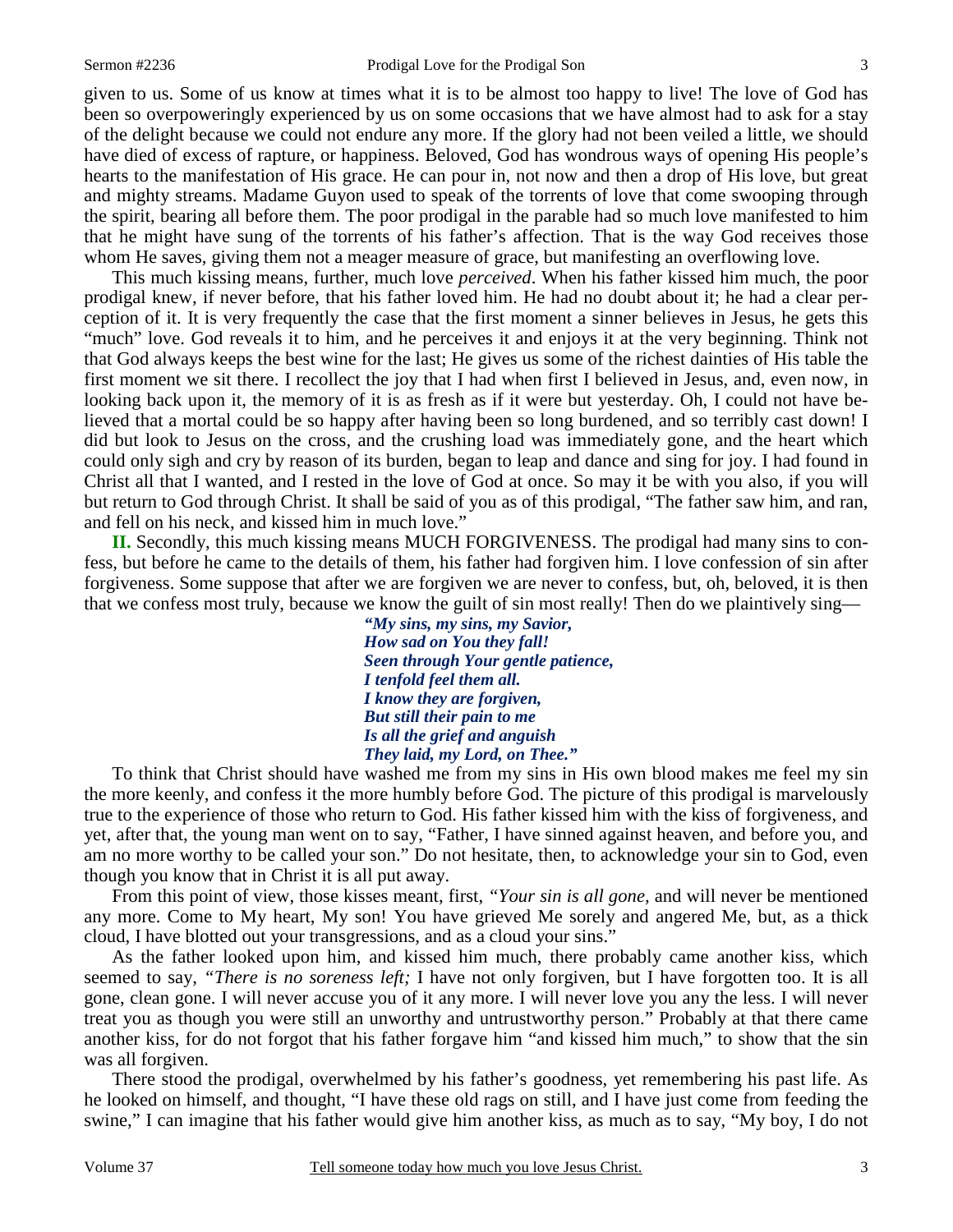given to us. Some of us know at times what it is to be almost too happy to live! The love of God has been so overpoweringly experienced by us on some occasions that we have almost had to ask for a stay of the delight because we could not endure any more. If the glory had not been veiled a little, we should have died of excess of rapture, or happiness. Beloved, God has wondrous ways of opening His people's hearts to the manifestation of His grace. He can pour in, not now and then a drop of His love, but great and mighty streams. Madame Guyon used to speak of the torrents of love that come swooping through the spirit, bearing all before them. The poor prodigal in the parable had so much love manifested to him that he might have sung of the torrents of his father's affection. That is the way God receives those whom He saves, giving them not a meager measure of grace, but manifesting an overflowing love.

This much kissing means, further, much love *perceived*. When his father kissed him much, the poor prodigal knew, if never before, that his father loved him. He had no doubt about it; he had a clear perception of it. It is very frequently the case that the first moment a sinner believes in Jesus, he gets this "much" love. God reveals it to him, and he perceives it and enjoys it at the very beginning. Think not that God always keeps the best wine for the last; He gives us some of the richest dainties of His table the first moment we sit there. I recollect the joy that I had when first I believed in Jesus, and, even now, in looking back upon it, the memory of it is as fresh as if it were but yesterday. Oh, I could not have believed that a mortal could be so happy after having been so long burdened, and so terribly cast down! I did but look to Jesus on the cross, and the crushing load was immediately gone, and the heart which could only sigh and cry by reason of its burden, began to leap and dance and sing for joy. I had found in Christ all that I wanted, and I rested in the love of God at once. So may it be with you also, if you will but return to God through Christ. It shall be said of you as of this prodigal, "The father saw him, and ran, and fell on his neck, and kissed him in much love."

**II.** Secondly, this much kissing means MUCH FORGIVENESS. The prodigal had many sins to confess, but before he came to the details of them, his father had forgiven him. I love confession of sin after forgiveness. Some suppose that after we are forgiven we are never to confess, but, oh, beloved, it is then that we confess most truly, because we know the guilt of sin most really! Then do we plaintively sing—

> ***"My sins, my sins, my Savior,***
> ***How sad on You they fall!***
> ***Seen through Your gentle patience,***
> ***I tenfold feel them all.***
> ***I know they are forgiven,***
> ***But still their pain to me***
> ***Is all the grief and anguish***
> ***They laid, my Lord, on Thee."***

To think that Christ should have washed me from my sins in His own blood makes me feel my sin the more keenly, and confess it the more humbly before God. The picture of this prodigal is marvelously true to the experience of those who return to God. His father kissed him with the kiss of forgiveness, and yet, after that, the young man went on to say, "Father, I have sinned against heaven, and before you, and am no more worthy to be called your son." Do not hesitate, then, to acknowledge your sin to God, even though you know that in Christ it is all put away.

From this point of view, those kisses meant, first, *"Your sin is all gone,* and will never be mentioned any more. Come to My heart, My son! You have grieved Me sorely and angered Me, but, as a thick cloud, I have blotted out your transgressions, and as a cloud your sins."

As the father looked upon him, and kissed him much, there probably came another kiss, which seemed to say, *"There is no soreness left;* I have not only forgiven, but I have forgotten too. It is all gone, clean gone. I will never accuse you of it any more. I will never love you any the less. I will never treat you as though you were still an unworthy and untrustworthy person." Probably at that there came another kiss, for do not forgot that his father forgave him "and kissed him much," to show that the sin was all forgiven.

There stood the prodigal, overwhelmed by his father's goodness, yet remembering his past life. As he looked on himself, and thought, "I have these old rags on still, and I have just come from feeding the swine," I can imagine that his father would give him another kiss, as much as to say, "My boy, I do not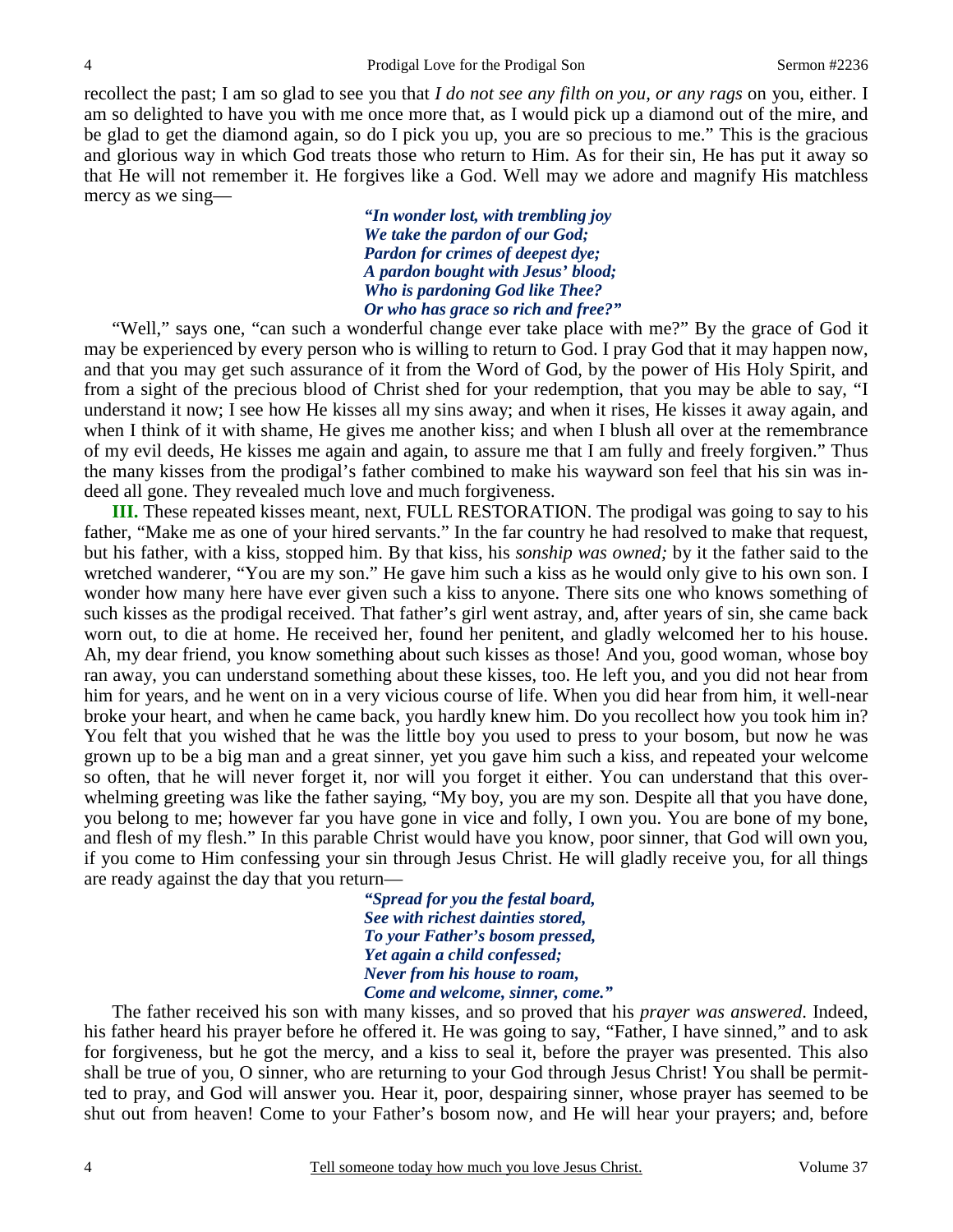recollect the past; I am so glad to see you that *I do not see any filth on you, or any rags* on you, either. I am so delighted to have you with me once more that, as I would pick up a diamond out of the mire, and be glad to get the diamond again, so do I pick you up, you are so precious to me." This is the gracious and glorious way in which God treats those who return to Him. As for their sin, He has put it away so that He will not remember it. He forgives like a God. Well may we adore and magnify His matchless mercy as we sing—

> ***"In wonder lost, with trembling joy***
> ***We take the pardon of our God;***
> ***Pardon for crimes of deepest dye;***
> ***A pardon bought with Jesus' blood;***
> ***Who is pardoning God like Thee?***
> ***Or who has grace so rich and free?"***

"Well," says one, "can such a wonderful change ever take place with me?" By the grace of God it may be experienced by every person who is willing to return to God. I pray God that it may happen now, and that you may get such assurance of it from the Word of God, by the power of His Holy Spirit, and from a sight of the precious blood of Christ shed for your redemption, that you may be able to say, "I understand it now; I see how He kisses all my sins away; and when it rises, He kisses it away again, and when I think of it with shame, He gives me another kiss; and when I blush all over at the remembrance of my evil deeds, He kisses me again and again, to assure me that I am fully and freely forgiven." Thus the many kisses from the prodigal's father combined to make his wayward son feel that his sin was indeed all gone. They revealed much love and much forgiveness.

**III.** These repeated kisses meant, next, FULL RESTORATION. The prodigal was going to say to his father, "Make me as one of your hired servants." In the far country he had resolved to make that request, but his father, with a kiss, stopped him. By that kiss, his *sonship was owned;* by it the father said to the wretched wanderer, "You are my son." He gave him such a kiss as he would only give to his own son. I wonder how many here have ever given such a kiss to anyone. There sits one who knows something of such kisses as the prodigal received. That father's girl went astray, and, after years of sin, she came back worn out, to die at home. He received her, found her penitent, and gladly welcomed her to his house. Ah, my dear friend, you know something about such kisses as those! And you, good woman, whose boy ran away, you can understand something about these kisses, too. He left you, and you did not hear from him for years, and he went on in a very vicious course of life. When you did hear from him, it well-near broke your heart, and when he came back, you hardly knew him. Do you recollect how you took him in? You felt that you wished that he was the little boy you used to press to your bosom, but now he was grown up to be a big man and a great sinner, yet you gave him such a kiss, and repeated your welcome so often, that he will never forget it, nor will you forget it either. You can understand that this overwhelming greeting was like the father saying, "My boy, you are my son. Despite all that you have done, you belong to me; however far you have gone in vice and folly, I own you. You are bone of my bone, and flesh of my flesh." In this parable Christ would have you know, poor sinner, that God will own you, if you come to Him confessing your sin through Jesus Christ. He will gladly receive you, for all things are ready against the day that you return—

> ***"Spread for you the festal board,***
> ***See with richest dainties stored,***
> ***To your Father's bosom pressed,***
> ***Yet again a child confessed;***
> ***Never from his house to roam,***
> ***Come and welcome, sinner, come."***

The father received his son with many kisses, and so proved that his *prayer was answered*. Indeed, his father heard his prayer before he offered it. He was going to say, "Father, I have sinned," and to ask for forgiveness, but he got the mercy, and a kiss to seal it, before the prayer was presented. This also shall be true of you, O sinner, who are returning to your God through Jesus Christ! You shall be permitted to pray, and God will answer you. Hear it, poor, despairing sinner, whose prayer has seemed to be shut out from heaven! Come to your Father's bosom now, and He will hear your prayers; and, before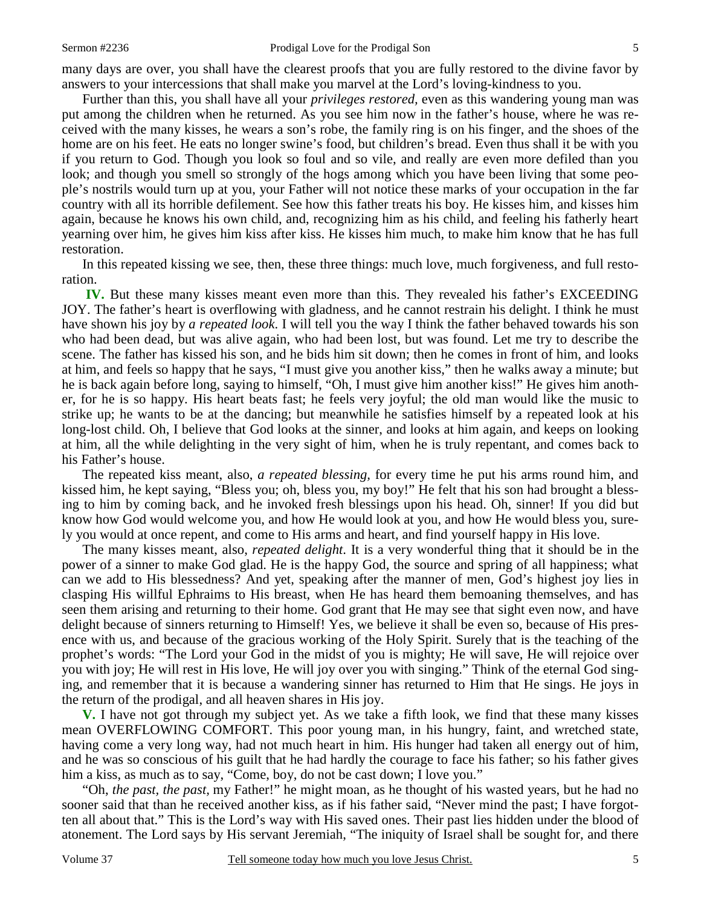many days are over, you shall have the clearest proofs that you are fully restored to the divine favor by answers to your intercessions that shall make you marvel at the Lord's loving-kindness to you.

Further than this, you shall have all your *privileges restored,* even as this wandering young man was put among the children when he returned. As you see him now in the father's house, where he was received with the many kisses, he wears a son's robe, the family ring is on his finger, and the shoes of the home are on his feet. He eats no longer swine's food, but children's bread. Even thus shall it be with you if you return to God. Though you look so foul and so vile, and really are even more defiled than you look; and though you smell so strongly of the hogs among which you have been living that some people's nostrils would turn up at you, your Father will not notice these marks of your occupation in the far country with all its horrible defilement. See how this father treats his boy. He kisses him, and kisses him again, because he knows his own child, and, recognizing him as his child, and feeling his fatherly heart yearning over him, he gives him kiss after kiss. He kisses him much, to make him know that he has full restoration.

In this repeated kissing we see, then, these three things: much love, much forgiveness, and full restoration.

**IV.** But these many kisses meant even more than this. They revealed his father's EXCEEDING JOY. The father's heart is overflowing with gladness, and he cannot restrain his delight. I think he must have shown his joy by *a repeated look*. I will tell you the way I think the father behaved towards his son who had been dead, but was alive again, who had been lost, but was found. Let me try to describe the scene. The father has kissed his son, and he bids him sit down; then he comes in front of him, and looks at him, and feels so happy that he says, "I must give you another kiss," then he walks away a minute; but he is back again before long, saying to himself, "Oh, I must give him another kiss!" He gives him another, for he is so happy. His heart beats fast; he feels very joyful; the old man would like the music to strike up; he wants to be at the dancing; but meanwhile he satisfies himself by a repeated look at his long-lost child. Oh, I believe that God looks at the sinner, and looks at him again, and keeps on looking at him, all the while delighting in the very sight of him, when he is truly repentant, and comes back to his Father's house.

The repeated kiss meant, also, *a repeated blessing,* for every time he put his arms round him, and kissed him, he kept saying, "Bless you; oh, bless you, my boy!" He felt that his son had brought a blessing to him by coming back, and he invoked fresh blessings upon his head. Oh, sinner! If you did but know how God would welcome you, and how He would look at you, and how He would bless you, surely you would at once repent, and come to His arms and heart, and find yourself happy in His love.

The many kisses meant, also, *repeated delight*. It is a very wonderful thing that it should be in the power of a sinner to make God glad. He is the happy God, the source and spring of all happiness; what can we add to His blessedness? And yet, speaking after the manner of men, God's highest joy lies in clasping His willful Ephraims to His breast, when He has heard them bemoaning themselves, and has seen them arising and returning to their home. God grant that He may see that sight even now, and have delight because of sinners returning to Himself! Yes, we believe it shall be even so, because of His presence with us, and because of the gracious working of the Holy Spirit. Surely that is the teaching of the prophet's words: "The Lord your God in the midst of you is mighty; He will save, He will rejoice over you with joy; He will rest in His love, He will joy over you with singing." Think of the eternal God singing, and remember that it is because a wandering sinner has returned to Him that He sings. He joys in the return of the prodigal, and all heaven shares in His joy.

**V.** I have not got through my subject yet. As we take a fifth look, we find that these many kisses mean OVERFLOWING COMFORT. This poor young man, in his hungry, faint, and wretched state, having come a very long way, had not much heart in him. His hunger had taken all energy out of him, and he was so conscious of his guilt that he had hardly the courage to face his father; so his father gives him a kiss, as much as to say, "Come, boy, do not be cast down; I love you."

"Oh, *the past, the past,* my Father!" he might moan, as he thought of his wasted years, but he had no sooner said that than he received another kiss, as if his father said, "Never mind the past; I have forgotten all about that." This is the Lord's way with His saved ones. Their past lies hidden under the blood of atonement. The Lord says by His servant Jeremiah, "The iniquity of Israel shall be sought for, and there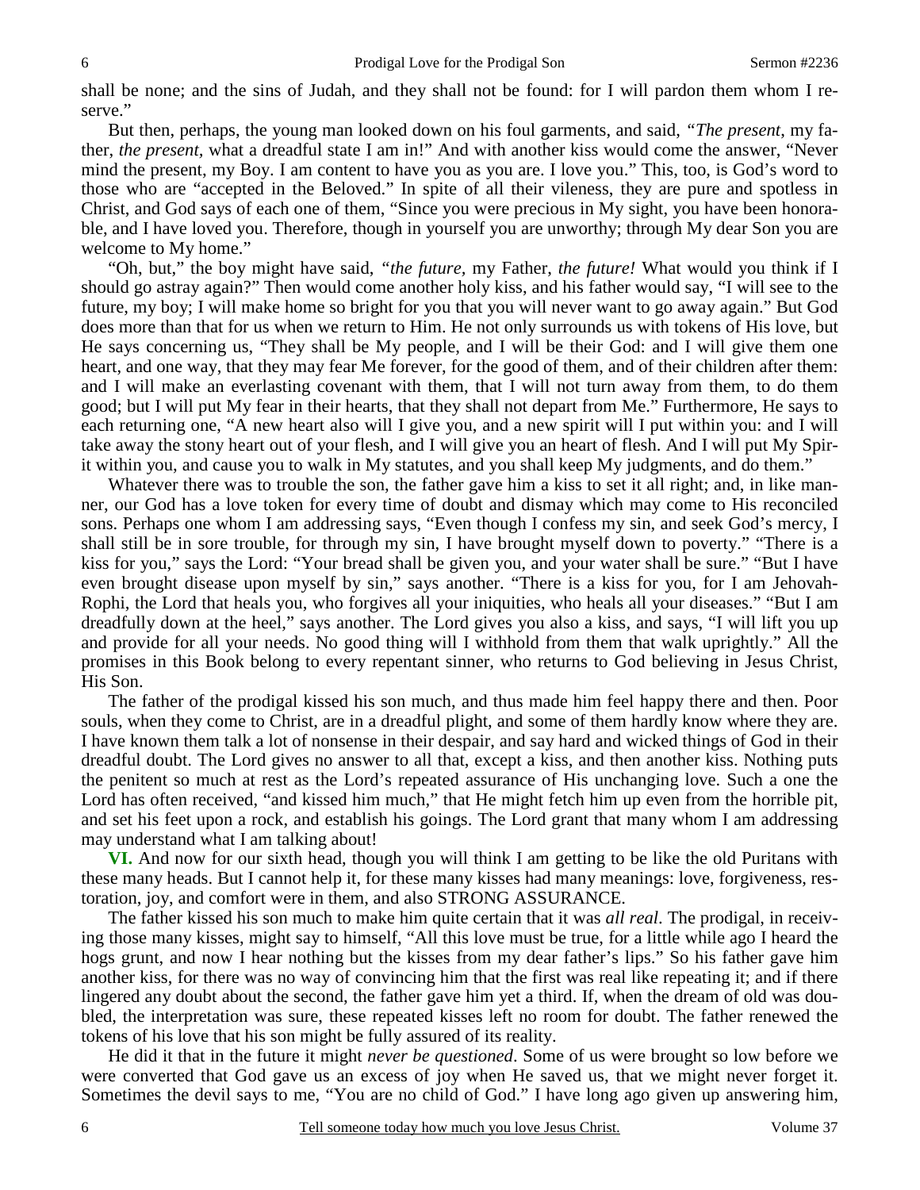shall be none; and the sins of Judah, and they shall not be found: for I will pardon them whom I reserve."

But then, perhaps, the young man looked down on his foul garments, and said, *"The present,* my father, *the present,* what a dreadful state I am in!" And with another kiss would come the answer, "Never mind the present, my Boy. I am content to have you as you are. I love you." This, too, is God's word to those who are "accepted in the Beloved." In spite of all their vileness, they are pure and spotless in Christ, and God says of each one of them, "Since you were precious in My sight, you have been honorable, and I have loved you. Therefore, though in yourself you are unworthy; through My dear Son you are welcome to My home."

"Oh, but," the boy might have said, *"the future,* my Father, *the future!* What would you think if I should go astray again?" Then would come another holy kiss, and his father would say, "I will see to the future, my boy; I will make home so bright for you that you will never want to go away again." But God does more than that for us when we return to Him. He not only surrounds us with tokens of His love, but He says concerning us, "They shall be My people, and I will be their God: and I will give them one heart, and one way, that they may fear Me forever, for the good of them, and of their children after them: and I will make an everlasting covenant with them, that I will not turn away from them, to do them good; but I will put My fear in their hearts, that they shall not depart from Me." Furthermore, He says to each returning one, "A new heart also will I give you, and a new spirit will I put within you: and I will take away the stony heart out of your flesh, and I will give you an heart of flesh. And I will put My Spirit within you, and cause you to walk in My statutes, and you shall keep My judgments, and do them."

Whatever there was to trouble the son, the father gave him a kiss to set it all right; and, in like manner, our God has a love token for every time of doubt and dismay which may come to His reconciled sons. Perhaps one whom I am addressing says, "Even though I confess my sin, and seek God's mercy, I shall still be in sore trouble, for through my sin, I have brought myself down to poverty." "There is a kiss for you," says the Lord: "Your bread shall be given you, and your water shall be sure." "But I have even brought disease upon myself by sin," says another. "There is a kiss for you, for I am Jehovah-Rophi, the Lord that heals you, who forgives all your iniquities, who heals all your diseases." "But I am dreadfully down at the heel," says another. The Lord gives you also a kiss, and says, "I will lift you up and provide for all your needs. No good thing will I withhold from them that walk uprightly." All the promises in this Book belong to every repentant sinner, who returns to God believing in Jesus Christ, His Son.

The father of the prodigal kissed his son much, and thus made him feel happy there and then. Poor souls, when they come to Christ, are in a dreadful plight, and some of them hardly know where they are. I have known them talk a lot of nonsense in their despair, and say hard and wicked things of God in their dreadful doubt. The Lord gives no answer to all that, except a kiss, and then another kiss. Nothing puts the penitent so much at rest as the Lord's repeated assurance of His unchanging love. Such a one the Lord has often received, "and kissed him much," that He might fetch him up even from the horrible pit, and set his feet upon a rock, and establish his goings. The Lord grant that many whom I am addressing may understand what I am talking about!

**VI.** And now for our sixth head, though you will think I am getting to be like the old Puritans with these many heads. But I cannot help it, for these many kisses had many meanings: love, forgiveness, restoration, joy, and comfort were in them, and also STRONG ASSURANCE.

The father kissed his son much to make him quite certain that it was *all real*. The prodigal, in receiving those many kisses, might say to himself, "All this love must be true, for a little while ago I heard the hogs grunt, and now I hear nothing but the kisses from my dear father's lips." So his father gave him another kiss, for there was no way of convincing him that the first was real like repeating it; and if there lingered any doubt about the second, the father gave him yet a third. If, when the dream of old was doubled, the interpretation was sure, these repeated kisses left no room for doubt. The father renewed the tokens of his love that his son might be fully assured of its reality.

He did it that in the future it might *never be questioned*. Some of us were brought so low before we were converted that God gave us an excess of joy when He saved us, that we might never forget it. Sometimes the devil says to me, "You are no child of God." I have long ago given up answering him,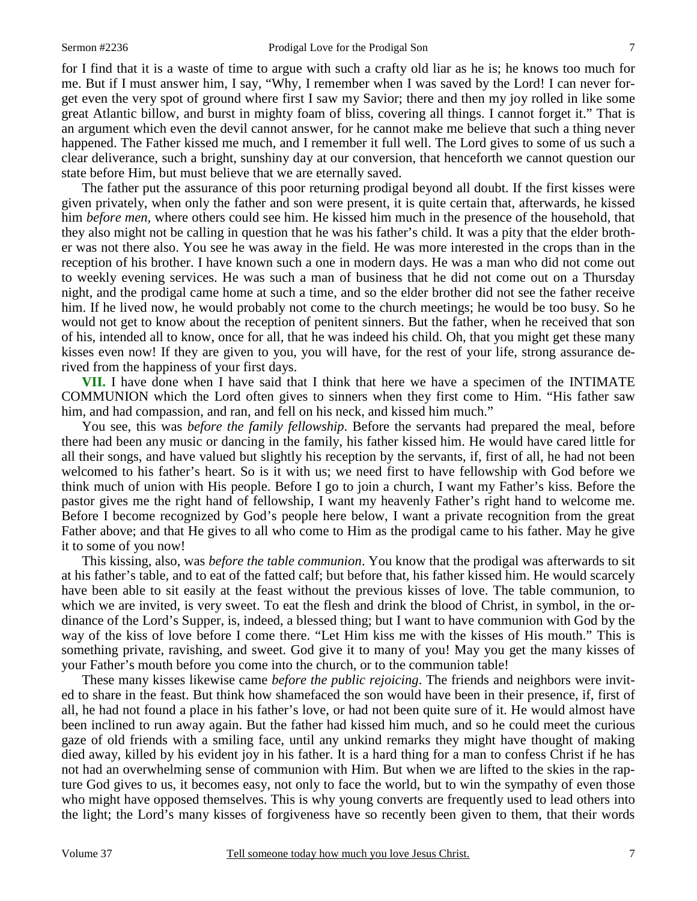for I find that it is a waste of time to argue with such a crafty old liar as he is; he knows too much for me. But if I must answer him, I say, "Why, I remember when I was saved by the Lord! I can never forget even the very spot of ground where first I saw my Savior; there and then my joy rolled in like some great Atlantic billow, and burst in mighty foam of bliss, covering all things. I cannot forget it." That is an argument which even the devil cannot answer, for he cannot make me believe that such a thing never happened. The Father kissed me much, and I remember it full well. The Lord gives to some of us such a clear deliverance, such a bright, sunshiny day at our conversion, that henceforth we cannot question our state before Him, but must believe that we are eternally saved.

The father put the assurance of this poor returning prodigal beyond all doubt. If the first kisses were given privately, when only the father and son were present, it is quite certain that, afterwards, he kissed him *before men,* where others could see him. He kissed him much in the presence of the household, that they also might not be calling in question that he was his father's child. It was a pity that the elder brother was not there also. You see he was away in the field. He was more interested in the crops than in the reception of his brother. I have known such a one in modern days. He was a man who did not come out to weekly evening services. He was such a man of business that he did not come out on a Thursday night, and the prodigal came home at such a time, and so the elder brother did not see the father receive him. If he lived now, he would probably not come to the church meetings; he would be too busy. So he would not get to know about the reception of penitent sinners. But the father, when he received that son of his, intended all to know, once for all, that he was indeed his child. Oh, that you might get these many kisses even now! If they are given to you, you will have, for the rest of your life, strong assurance derived from the happiness of your first days.

**VII.** I have done when I have said that I think that here we have a specimen of the INTIMATE COMMUNION which the Lord often gives to sinners when they first come to Him. "His father saw him, and had compassion, and ran, and fell on his neck, and kissed him much."

You see, this was *before the family fellowship*. Before the servants had prepared the meal, before there had been any music or dancing in the family, his father kissed him. He would have cared little for all their songs, and have valued but slightly his reception by the servants, if, first of all, he had not been welcomed to his father's heart. So is it with us; we need first to have fellowship with God before we think much of union with His people. Before I go to join a church, I want my Father's kiss. Before the pastor gives me the right hand of fellowship, I want my heavenly Father's right hand to welcome me. Before I become recognized by God's people here below, I want a private recognition from the great Father above; and that He gives to all who come to Him as the prodigal came to his father. May he give it to some of you now!

This kissing, also, was *before the table communion*. You know that the prodigal was afterwards to sit at his father's table, and to eat of the fatted calf; but before that, his father kissed him. He would scarcely have been able to sit easily at the feast without the previous kisses of love. The table communion, to which we are invited, is very sweet. To eat the flesh and drink the blood of Christ, in symbol, in the ordinance of the Lord's Supper, is, indeed, a blessed thing; but I want to have communion with God by the way of the kiss of love before I come there. "Let Him kiss me with the kisses of His mouth." This is something private, ravishing, and sweet. God give it to many of you! May you get the many kisses of your Father's mouth before you come into the church, or to the communion table!

These many kisses likewise came *before the public rejoicing*. The friends and neighbors were invited to share in the feast. But think how shamefaced the son would have been in their presence, if, first of all, he had not found a place in his father's love, or had not been quite sure of it. He would almost have been inclined to run away again. But the father had kissed him much, and so he could meet the curious gaze of old friends with a smiling face, until any unkind remarks they might have thought of making died away, killed by his evident joy in his father. It is a hard thing for a man to confess Christ if he has not had an overwhelming sense of communion with Him. But when we are lifted to the skies in the rapture God gives to us, it becomes easy, not only to face the world, but to win the sympathy of even those who might have opposed themselves. This is why young converts are frequently used to lead others into the light; the Lord's many kisses of forgiveness have so recently been given to them, that their words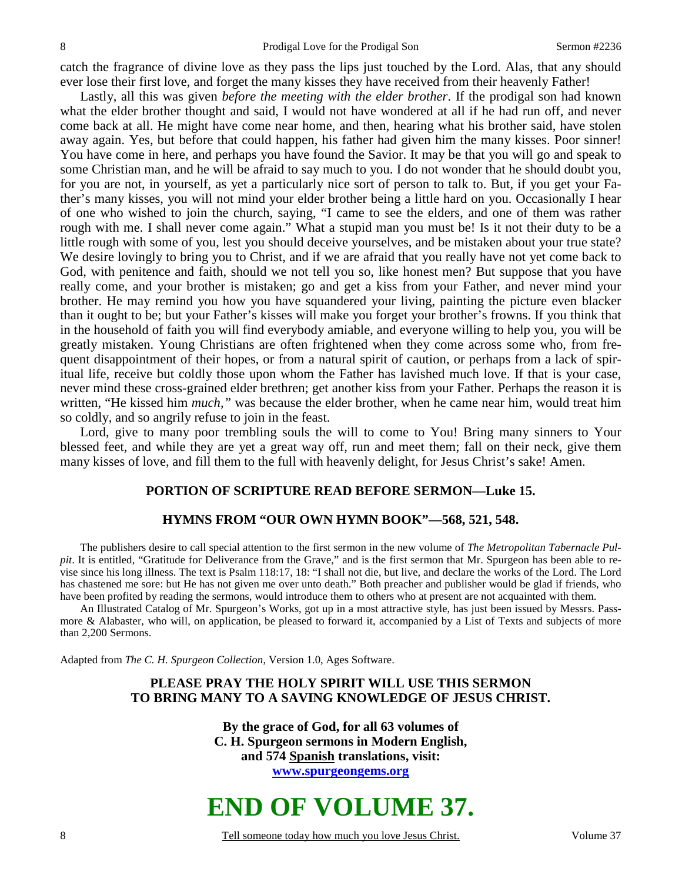catch the fragrance of divine love as they pass the lips just touched by the Lord. Alas, that any should ever lose their first love, and forget the many kisses they have received from their heavenly Father!

Lastly, all this was given *before the meeting with the elder brother*. If the prodigal son had known what the elder brother thought and said, I would not have wondered at all if he had run off, and never come back at all. He might have come near home, and then, hearing what his brother said, have stolen away again. Yes, but before that could happen, his father had given him the many kisses. Poor sinner! You have come in here, and perhaps you have found the Savior. It may be that you will go and speak to some Christian man, and he will be afraid to say much to you. I do not wonder that he should doubt you, for you are not, in yourself, as yet a particularly nice sort of person to talk to. But, if you get your Father's many kisses, you will not mind your elder brother being a little hard on you. Occasionally I hear of one who wished to join the church, saying, "I came to see the elders, and one of them was rather rough with me. I shall never come again." What a stupid man you must be! Is it not their duty to be a little rough with some of you, lest you should deceive yourselves, and be mistaken about your true state? We desire lovingly to bring you to Christ, and if we are afraid that you really have not yet come back to God, with penitence and faith, should we not tell you so, like honest men? But suppose that you have really come, and your brother is mistaken; go and get a kiss from your Father, and never mind your brother. He may remind you how you have squandered your living, painting the picture even blacker than it ought to be; but your Father's kisses will make you forget your brother's frowns. If you think that in the household of faith you will find everybody amiable, and everyone willing to help you, you will be greatly mistaken. Young Christians are often frightened when they come across some who, from frequent disappointment of their hopes, or from a natural spirit of caution, or perhaps from a lack of spiritual life, receive but coldly those upon whom the Father has lavished much love. If that is your case, never mind these cross-grained elder brethren; get another kiss from your Father. Perhaps the reason it is written, "He kissed him *much,"* was because the elder brother, when he came near him, would treat him so coldly, and so angrily refuse to join in the feast.

Lord, give to many poor trembling souls the will to come to You! Bring many sinners to Your blessed feet, and while they are yet a great way off, run and meet them; fall on their neck, give them many kisses of love, and fill them to the full with heavenly delight, for Jesus Christ's sake! Amen.

**PORTION OF SCRIPTURE READ BEFORE SERMON—Luke 15.**

**HYMNS FROM "OUR OWN HYMN BOOK"—568, 521, 548.**

The publishers desire to call special attention to the first sermon in the new volume of *The Metropolitan Tabernacle Pulpit*. It is entitled, "Gratitude for Deliverance from the Grave," and is the first sermon that Mr. Spurgeon has been able to revise since his long illness. The text is Psalm 118:17, 18: "I shall not die, but live, and declare the works of the Lord. The Lord has chastened me sore: but He has not given me over unto death." Both preacher and publisher would be glad if friends, who have been profited by reading the sermons, would introduce them to others who at present are not acquainted with them.

An Illustrated Catalog of Mr. Spurgeon's Works, got up in a most attractive style, has just been issued by Messrs. Passmore & Alabaster, who will, on application, be pleased to forward it, accompanied by a List of Texts and subjects of more than 2,200 Sermons.

Adapted from *The C. H. Spurgeon Collection*, Version 1.0, Ages Software.

**PLEASE PRAY THE HOLY SPIRIT WILL USE THIS SERMON TO BRING MANY TO A SAVING KNOWLEDGE OF JESUS CHRIST.**

**By the grace of God, for all 63 volumes of C. H. Spurgeon sermons in Modern English, and 574 Spanish translations, visit: www.spurgeongems.org**

# END OF VOLUME 37.

Tell someone today how much you love Jesus Christ.